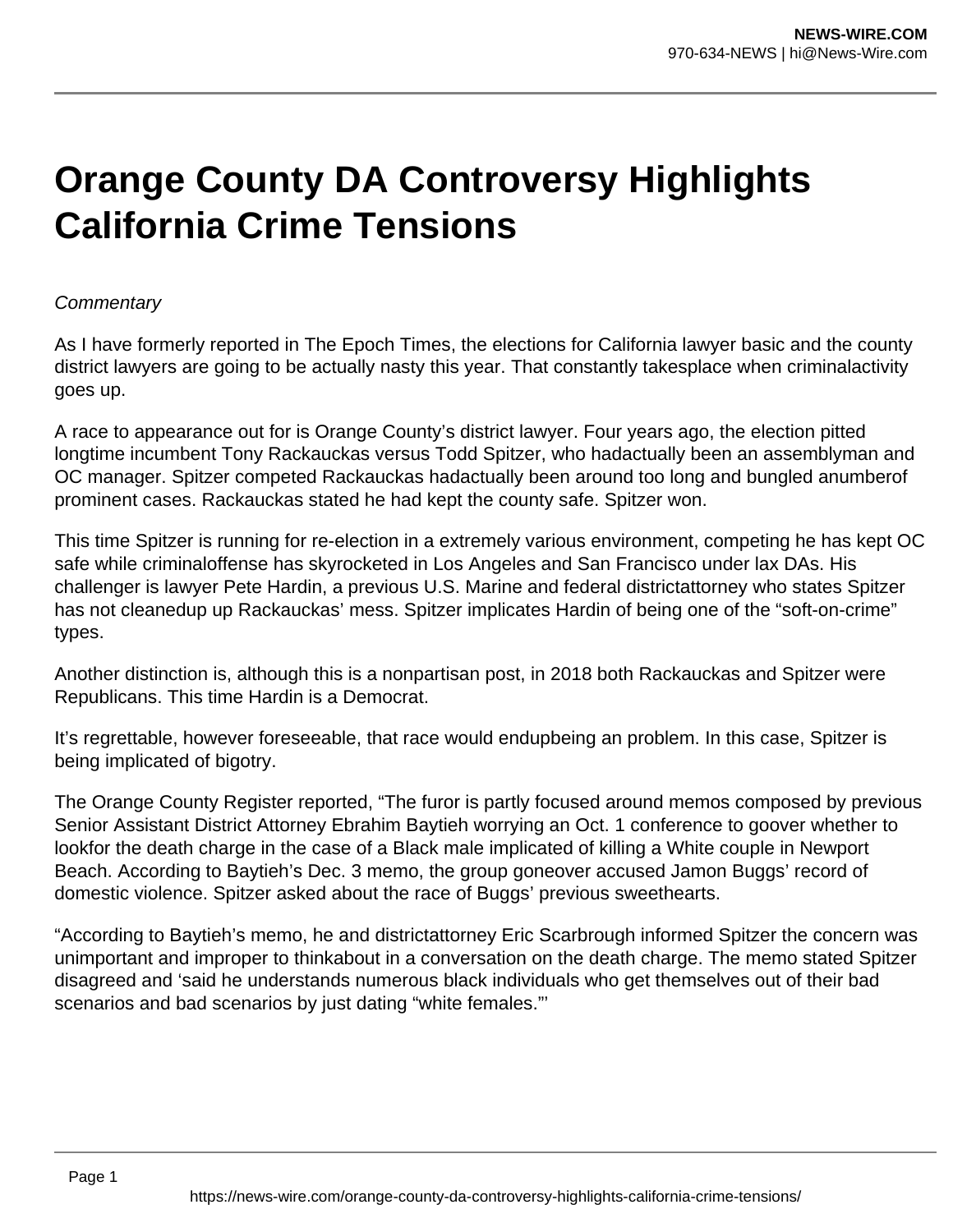# Orange County DA Controversy Highlights California Crime Tensions

*Commentary*

As I have formerly reported in The Epoch Times, the elections for California lawyer basic and the county district lawyers are going to be actually nasty this year. That constantly takesplace when criminalactivity goes up.

A race to appearance out for is Orange County's district lawyer. Four years ago, the election pitted longtime incumbent Tony Rackauckas versus Todd Spitzer, who hadactually been an assemblyman and OC manager. Spitzer competed Rackauckas hadactually been around too long and bungled anumberof prominent cases. Rackauckas stated he had kept the county safe. Spitzer won.

This time Spitzer is running for re-election in a extremely various environment, competing he has kept OC safe while criminaloffense has skyrocketed in Los Angeles and San Francisco under lax DAs. His challenger is lawyer Pete Hardin, a previous U.S. Marine and federal districtattorney who states Spitzer has not cleanedup up Rackauckas' mess. Spitzer implicates Hardin of being one of the "soft-on-crime" types.

Another distinction is, although this is a nonpartisan post, in 2018 both Rackauckas and Spitzer were Republicans. This time Hardin is a Democrat.

It's regrettable, however foreseeable, that race would endupbeing an problem. In this case, Spitzer is being implicated of bigotry.

The Orange County Register reported, "The furor is partly focused around memos composed by previous Senior Assistant District Attorney Ebrahim Baytieh worrying an Oct. 1 conference to goover whether to lookfor the death charge in the case of a Black male implicated of killing a White couple in Newport Beach. According to Baytieh's Dec. 3 memo, the group goneover accused Jamon Buggs' record of domestic violence. Spitzer asked about the race of Buggs' previous sweethearts.

"According to Baytieh's memo, he and districtattorney Eric Scarbrough informed Spitzer the concern was unimportant and improper to thinkabout in a conversation on the death charge. The memo stated Spitzer disagreed and 'said he understands numerous black individuals who get themselves out of their bad scenarios and bad scenarios by just dating "white females."'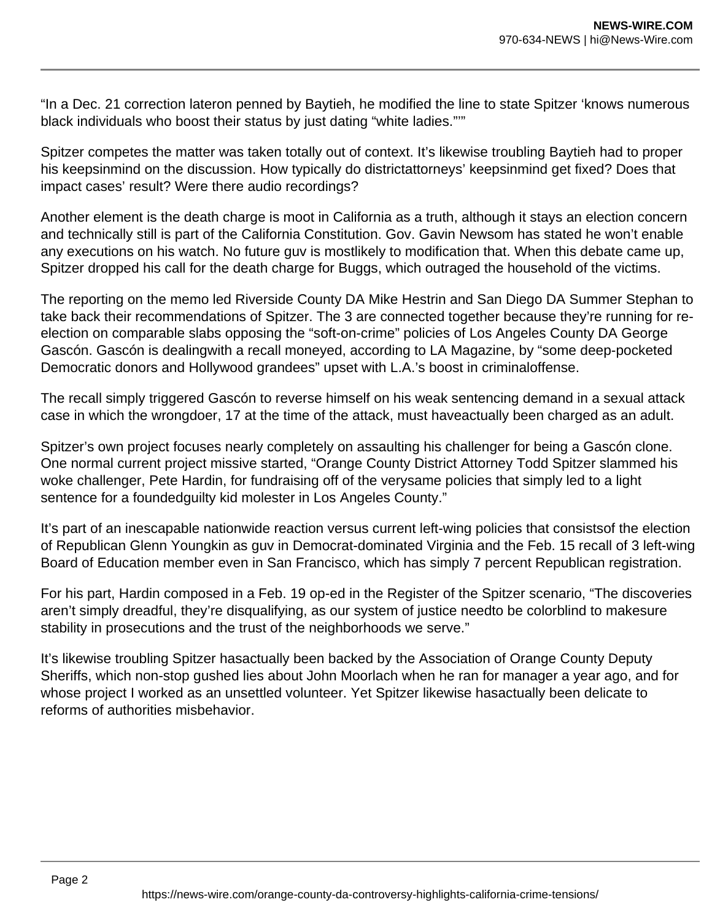"In a Dec. 21 correction lateron penned by Baytieh, he modified the line to state Spitzer 'knows numerous black individuals who boost their status by just dating "white ladies."'"

Spitzer competes the matter was taken totally out of context. It's likewise troubling Baytieh had to proper his keepsinmind on the discussion. How typically do districtattorneys' keepsinmind get fixed? Does that impact cases' result? Were there audio recordings?

Another element is the death charge is moot in California as a truth, although it stays an election concern and technically still is part of the California Constitution. Gov. Gavin Newsom has stated he won't enable any executions on his watch. No future guv is mostlikely to modification that. When this debate came up, Spitzer dropped his call for the death charge for Buggs, which outraged the household of the victims.

The reporting on the memo led Riverside County DA Mike Hestrin and San Diego DA Summer Stephan to take back their recommendations of Spitzer. The 3 are connected together because they're running for re-election on comparable slabs opposing the "soft-on-crime" policies of Los Angeles County DA George Gascón. Gascón is dealingwith a recall moneyed, according to LA Magazine, by "some deep-pocketed Democratic donors and Hollywood grandees" upset with L.A.'s boost in criminaloffense.

The recall simply triggered Gascón to reverse himself on his weak sentencing demand in a sexual attack case in which the wrongdoer, 17 at the time of the attack, must haveactually been charged as an adult.

Spitzer's own project focuses nearly completely on assaulting his challenger for being a Gascón clone. One normal current project missive started, "Orange County District Attorney Todd Spitzer slammed his woke challenger, Pete Hardin, for fundraising off of the verysame policies that simply led to a light sentence for a foundedguilty kid molester in Los Angeles County."

It's part of an inescapable nationwide reaction versus current left-wing policies that consistsof the election of Republican Glenn Youngkin as guv in Democrat-dominated Virginia and the Feb. 15 recall of 3 left-wing Board of Education member even in San Francisco, which has simply 7 percent Republican registration.

For his part, Hardin composed in a Feb. 19 op-ed in the Register of the Spitzer scenario, "The discoveries aren't simply dreadful, they're disqualifying, as our system of justice needto be colorblind to makesure stability in prosecutions and the trust of the neighborhoods we serve."

It's likewise troubling Spitzer hasactually been backed by the Association of Orange County Deputy Sheriffs, which non-stop gushed lies about John Moorlach when he ran for manager a year ago, and for whose project I worked as an unsettled volunteer. Yet Spitzer likewise hasactually been delicate to reforms of authorities misbehavior.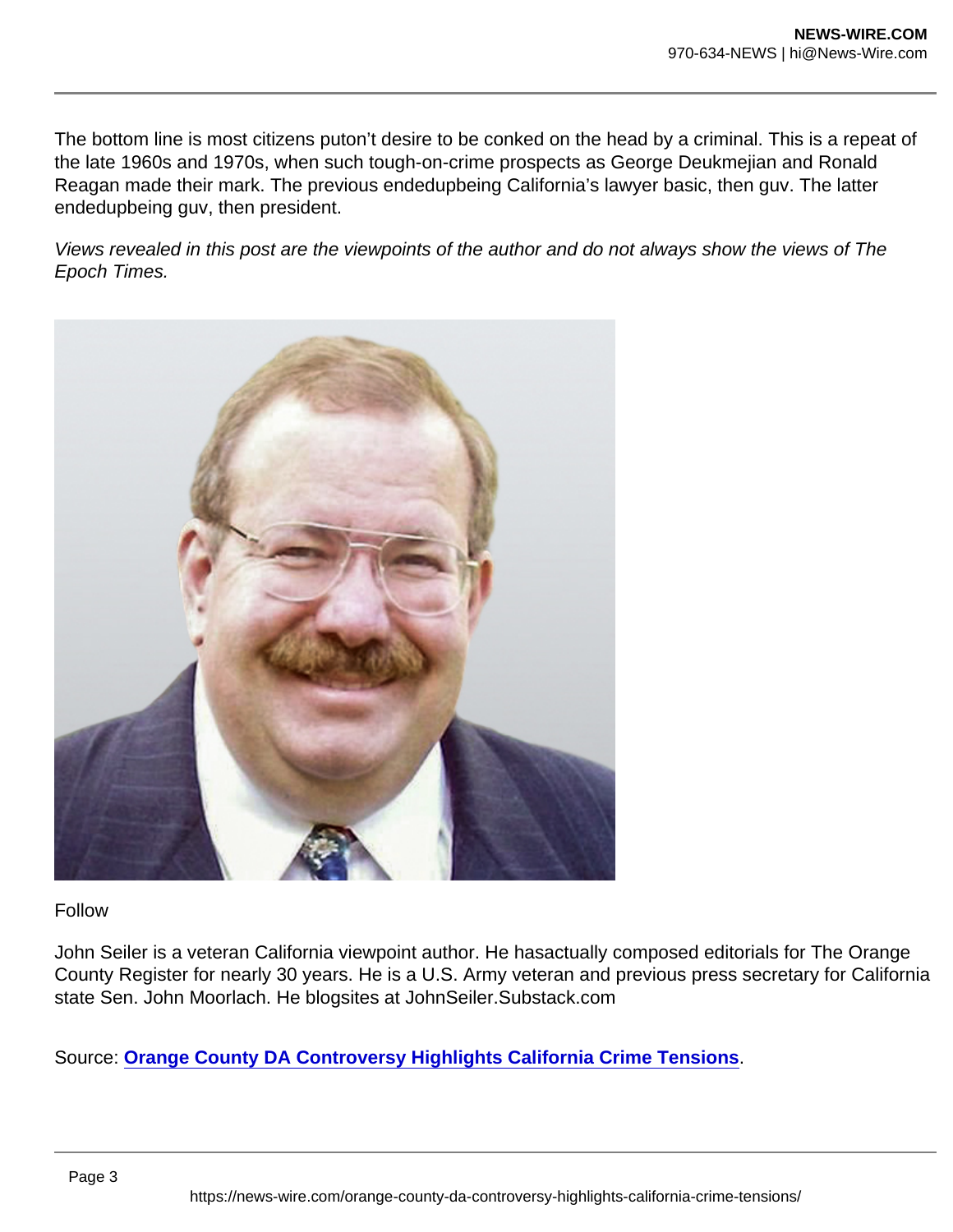The bottom line is most citizens puton't desire to be conked on the head by a criminal. This is a repeat of the late 1960s and 1970s, when such tough-on-crime prospects as George Deukmejian and Ronald Reagan made their mark. The previous endedupbeing California's lawyer basic, then guv. The latter endedupbeing guv, then president.

*Views revealed in this post are the viewpoints of the author and do not always show the views of The Epoch Times.*

Follow

John Seiler is a veteran California viewpoint author. He hasactually composed editorials for The Orange County Register for nearly 30 years. He is a U.S. Army veteran and previous press secretary for California state Sen. John Moorlach. He blogsites at JohnSeiler.Substack.com

Source: **Orange County DA Controversy Highlights California Crime Tensions**.